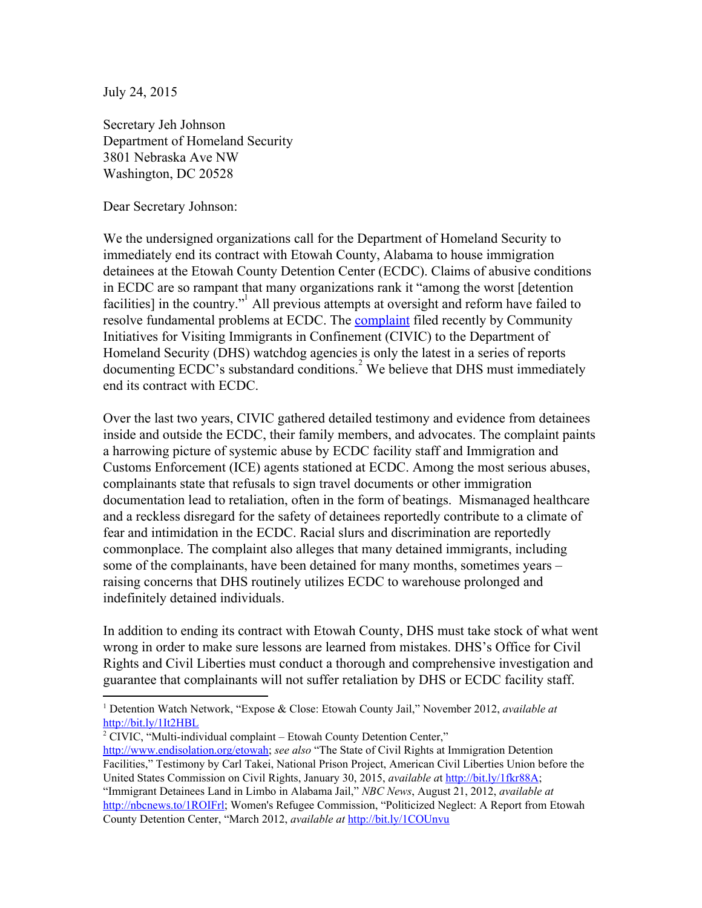July 24, 2015

Secretary Jeh Johnson
Department of Homeland Security
3801 Nebraska Ave NW
Washington, DC 20528

Dear Secretary Johnson:

We the undersigned organizations call for the Department of Homeland Security to immediately end its contract with Etowah County, Alabama to house immigration detainees at the Etowah County Detention Center (ECDC). Claims of abusive conditions in ECDC are so rampant that many organizations rank it "among the worst [detention facilities] in the country."[1] All previous attempts at oversight and reform have failed to resolve fundamental problems at ECDC. The complaint filed recently by Community Initiatives for Visiting Immigrants in Confinement (CIVIC) to the Department of Homeland Security (DHS) watchdog agencies is only the latest in a series of reports documenting ECDC's substandard conditions.[2] We believe that DHS must immediately end its contract with ECDC.

Over the last two years, CIVIC gathered detailed testimony and evidence from detainees inside and outside the ECDC, their family members, and advocates. The complaint paints a harrowing picture of systemic abuse by ECDC facility staff and Immigration and Customs Enforcement (ICE) agents stationed at ECDC. Among the most serious abuses, complainants state that refusals to sign travel documents or other immigration documentation lead to retaliation, often in the form of beatings. Mismanaged healthcare and a reckless disregard for the safety of detainees reportedly contribute to a climate of fear and intimidation in the ECDC. Racial slurs and discrimination are reportedly commonplace. The complaint also alleges that many detained immigrants, including some of the complainants, have been detained for many months, sometimes years – raising concerns that DHS routinely utilizes ECDC to warehouse prolonged and indefinitely detained individuals.

In addition to ending its contract with Etowah County, DHS must take stock of what went wrong in order to make sure lessons are learned from mistakes. DHS's Office for Civil Rights and Civil Liberties must conduct a thorough and comprehensive investigation and guarantee that complainants will not suffer retaliation by DHS or ECDC facility staff.

---

[1] Detention Watch Network, "Expose & Close: Etowah County Jail," November 2012, *available at* http://bit.ly/1It2HBL

[2] CIVIC, "Multi-individual complaint – Etowah County Detention Center," http://www.endisolation.org/etowah; *see also* "The State of Civil Rights at Immigration Detention Facilities," Testimony by Carl Takei, National Prison Project, American Civil Liberties Union before the United States Commission on Civil Rights, January 30, 2015, *available at* http://bit.ly/1fkr88A; "Immigrant Detainees Land in Limbo in Alabama Jail," *NBC News*, August 21, 2012, *available at* http://nbcnews.to/1ROIFrl; Women's Refugee Commission, "Politicized Neglect: A Report from Etowah County Detention Center, "March 2012, *available at* http://bit.ly/1COUnvu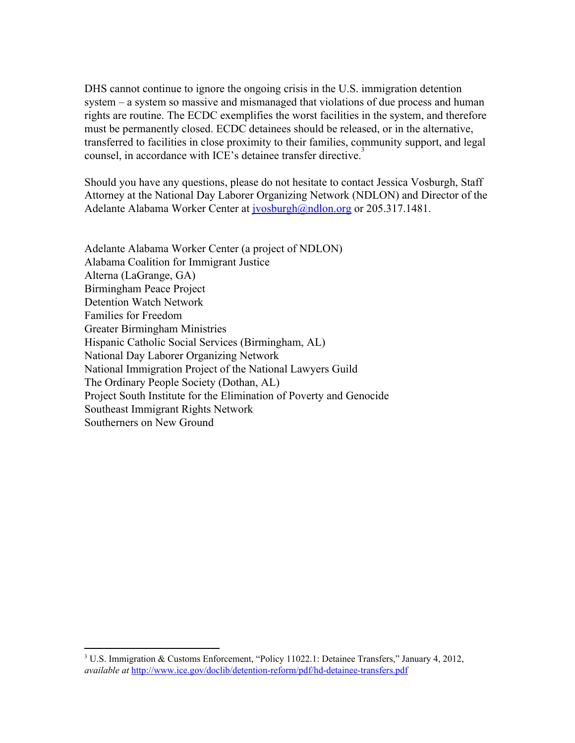DHS cannot continue to ignore the ongoing crisis in the U.S. immigration detention system – a system so massive and mismanaged that violations of due process and human rights are routine. The ECDC exemplifies the worst facilities in the system, and therefore must be permanently closed. ECDC detainees should be released, or in the alternative, transferred to facilities in close proximity to their families, community support, and legal counsel, in accordance with ICE's detainee transfer directive.[3]

Should you have any questions, please do not hesitate to contact Jessica Vosburgh, Staff Attorney at the National Day Laborer Organizing Network (NDLON) and Director of the Adelante Alabama Worker Center at jvosburgh@ndlon.org or 205.317.1481.

Adelante Alabama Worker Center (a project of NDLON)
Alabama Coalition for Immigrant Justice
Alterna (LaGrange, GA)
Birmingham Peace Project
Detention Watch Network
Families for Freedom
Greater Birmingham Ministries
Hispanic Catholic Social Services (Birmingham, AL)
National Day Laborer Organizing Network
National Immigration Project of the National Lawyers Guild
The Ordinary People Society (Dothan, AL)
Project South Institute for the Elimination of Poverty and Genocide
Southeast Immigrant Rights Network
Southerners on New Ground

---

[3] U.S. Immigration & Customs Enforcement, "Policy 11022.1: Detainee Transfers," January 4, 2012, *available at* http://www.ice.gov/doclib/detention-reform/pdf/hd-detainee-transfers.pdf